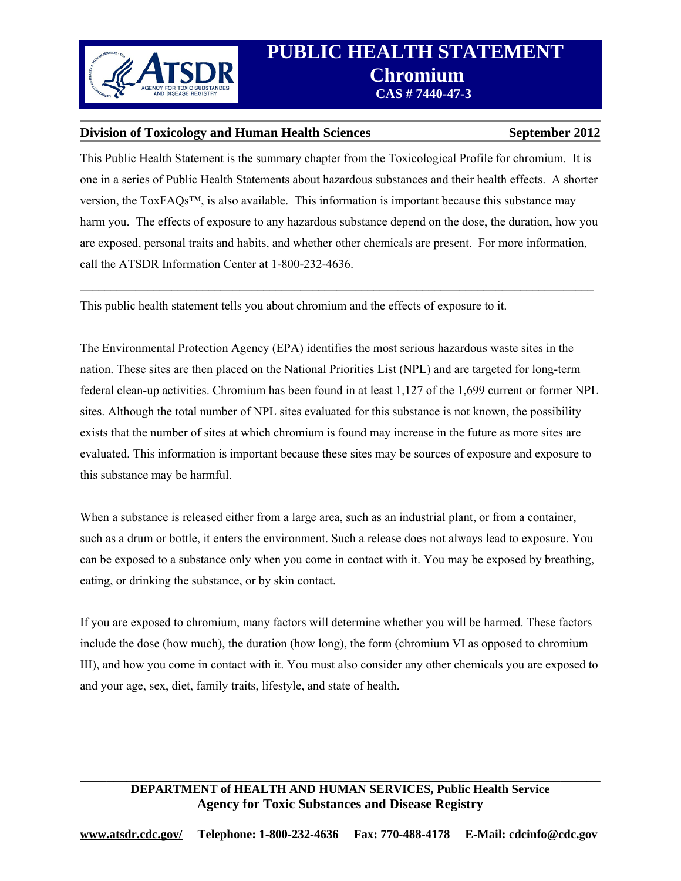# PUBLIC HEALTH STATEMENT

# Chromium

**CAS # 7440-47-3**

**Division of Toxicology and Human Health Sciences** **September 2012**

This Public Health Statement is the summary chapter from the Toxicological Profile for chromium. It is one in a series of Public Health Statements about hazardous substances and their health effects. A shorter version, the ToxFAQs™, is also available. This information is important because this substance may harm you. The effects of exposure to any hazardous substance depend on the dose, the duration, how you are exposed, personal traits and habits, and whether other chemicals are present. For more information, call the ATSDR Information Center at 1-800-232-4636.

---

This public health statement tells you about chromium and the effects of exposure to it.

The Environmental Protection Agency (EPA) identifies the most serious hazardous waste sites in the nation. These sites are then placed on the National Priorities List (NPL) and are targeted for long-term federal clean-up activities. Chromium has been found in at least 1,127 of the 1,699 current or former NPL sites. Although the total number of NPL sites evaluated for this substance is not known, the possibility exists that the number of sites at which chromium is found may increase in the future as more sites are evaluated. This information is important because these sites may be sources of exposure and exposure to this substance may be harmful.

When a substance is released either from a large area, such as an industrial plant, or from a container, such as a drum or bottle, it enters the environment. Such a release does not always lead to exposure. You can be exposed to a substance only when you come in contact with it. You may be exposed by breathing, eating, or drinking the substance, or by skin contact.

If you are exposed to chromium, many factors will determine whether you will be harmed. These factors include the dose (how much), the duration (how long), the form (chromium VI as opposed to chromium III), and how you come in contact with it. You must also consider any other chemicals you are exposed to and your age, sex, diet, family traits, lifestyle, and state of health.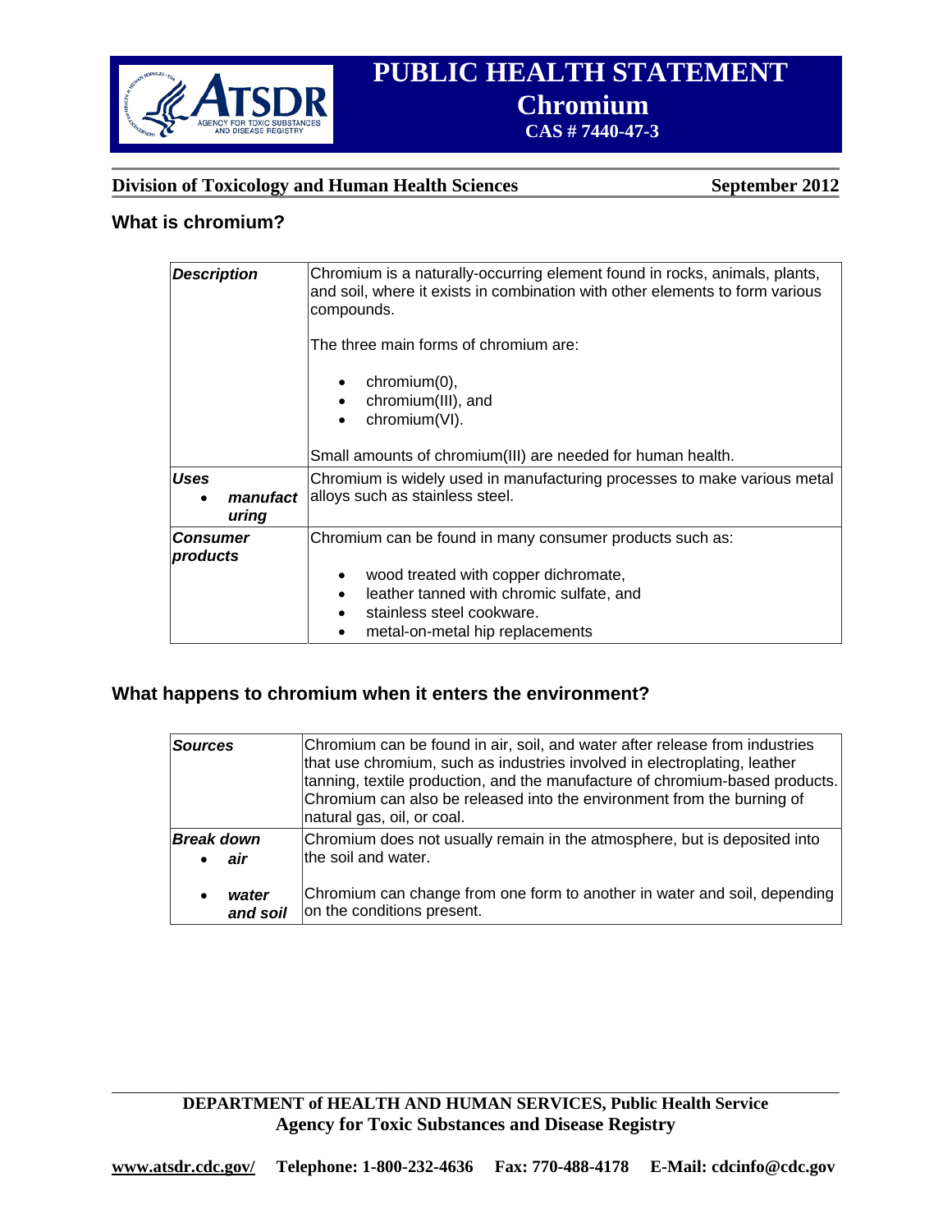# PUBLIC HEALTH STATEMENT
## Chromium
### CAS # 7440-47-3

**Division of Toxicology and Human Health Sciences** **September 2012**

## What is chromium?

| | |
|---|---|
| ***Description*** | Chromium is a naturally-occurring element found in rocks, animals, plants, and soil, where it exists in combination with other elements to form various compounds.<br><br>The three main forms of chromium are:<br><br>• chromium(0),<br>• chromium(III), and<br>• chromium(VI).<br><br>Small amounts of chromium(III) are needed for human health. |
| ***Uses***<br>• ***manufacturing*** | Chromium is widely used in manufacturing processes to make various metal alloys such as stainless steel. |
| ***Consumer products*** | Chromium can be found in many consumer products such as:<br><br>• wood treated with copper dichromate,<br>• leather tanned with chromic sulfate, and<br>• stainless steel cookware.<br>• metal-on-metal hip replacements |

## What happens to chromium when it enters the environment?

| | |
|---|---|
| ***Sources*** | Chromium can be found in air, soil, and water after release from industries that use chromium, such as industries involved in electroplating, leather tanning, textile production, and the manufacture of chromium-based products. Chromium can also be released into the environment from the burning of natural gas, oil, or coal. |
| ***Break down***<br>• ***air*** | Chromium does not usually remain in the atmosphere, but is deposited into the soil and water. |
| • ***water and soil*** | Chromium can change from one form to another in water and soil, depending on the conditions present. |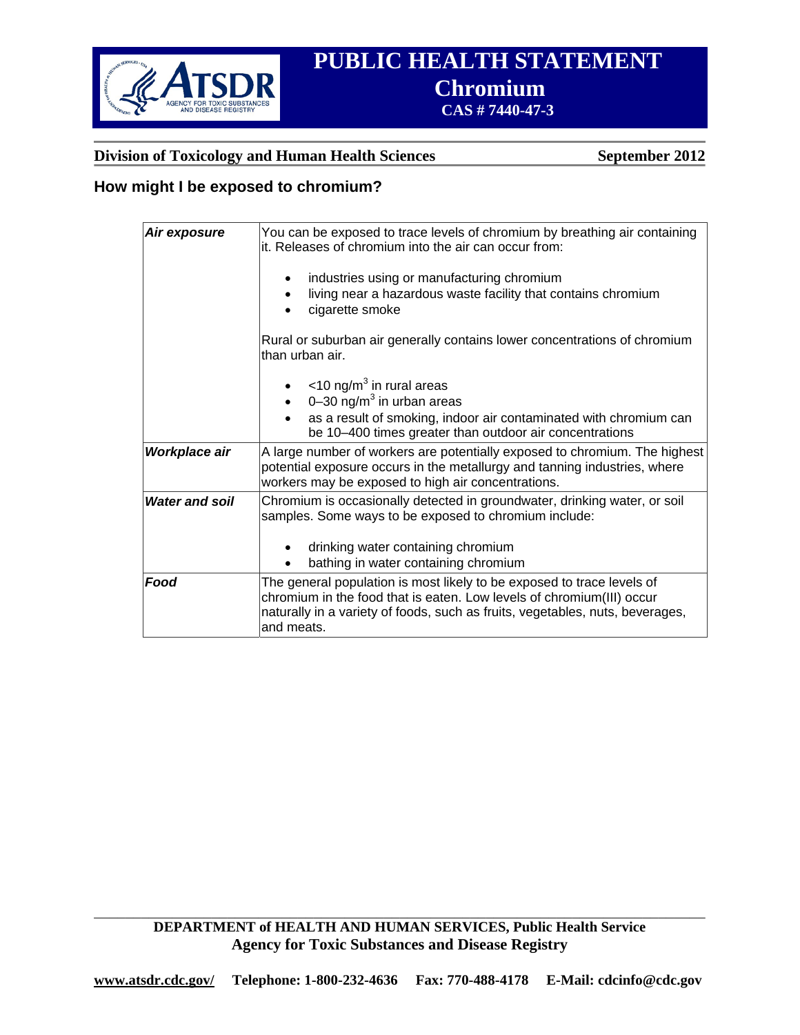## How might I be exposed to chromium?

| | |
|---|---|
| ***Air exposure*** | You can be exposed to trace levels of chromium by breathing air containing it. Releases of chromium into the air can occur from:<br><br>• industries using or manufacturing chromium<br>• living near a hazardous waste facility that contains chromium<br>• cigarette smoke<br><br>Rural or suburban air generally contains lower concentrations of chromium than urban air.<br><br>• <10 ng/m$^3$ in rural areas<br>• 0–30 ng/m$^3$ in urban areas<br>• as a result of smoking, indoor air contaminated with chromium can be 10–400 times greater than outdoor air concentrations |
| ***Workplace air*** | A large number of workers are potentially exposed to chromium. The highest potential exposure occurs in the metallurgy and tanning industries, where workers may be exposed to high air concentrations. |
| ***Water and soil*** | Chromium is occasionally detected in groundwater, drinking water, or soil samples. Some ways to be exposed to chromium include:<br><br>• drinking water containing chromium<br>• bathing in water containing chromium |
| ***Food*** | The general population is most likely to be exposed to trace levels of chromium in the food that is eaten. Low levels of chromium(III) occur naturally in a variety of foods, such as fruits, vegetables, nuts, beverages, and meats. |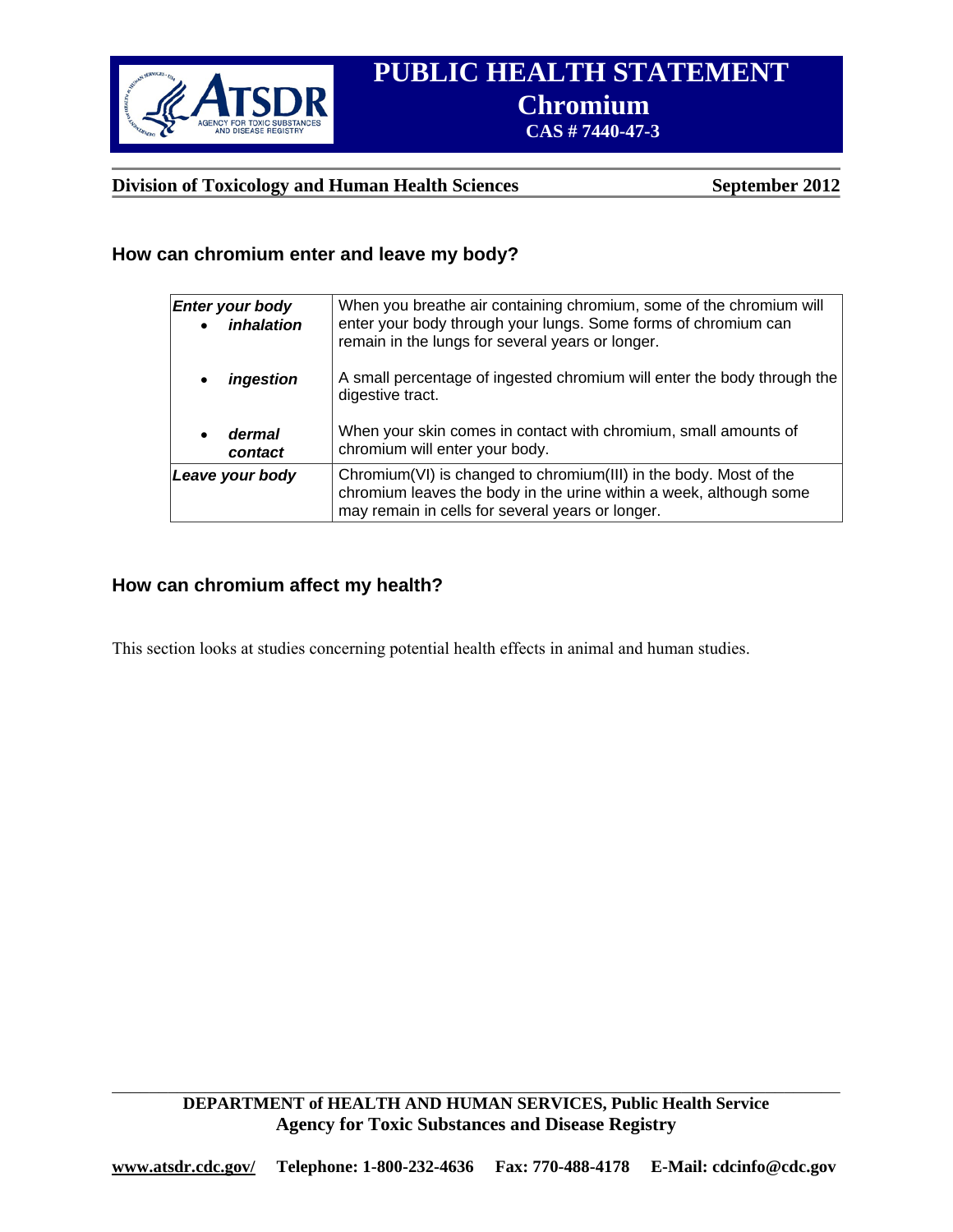## How can chromium enter and leave my body?

| | |
|---|---|
| ***Enter your body*** <br> • ***inhalation*** | When you breathe air containing chromium, some of the chromium will enter your body through your lungs. Some forms of chromium can remain in the lungs for several years or longer. |
| • ***ingestion*** | A small percentage of ingested chromium will enter the body through the digestive tract. |
| • ***dermal contact*** | When your skin comes in contact with chromium, small amounts of chromium will enter your body. |
| ***Leave your body*** | Chromium(VI) is changed to chromium(III) in the body. Most of the chromium leaves the body in the urine within a week, although some may remain in cells for several years or longer. |

## How can chromium affect my health?

This section looks at studies concerning potential health effects in animal and human studies.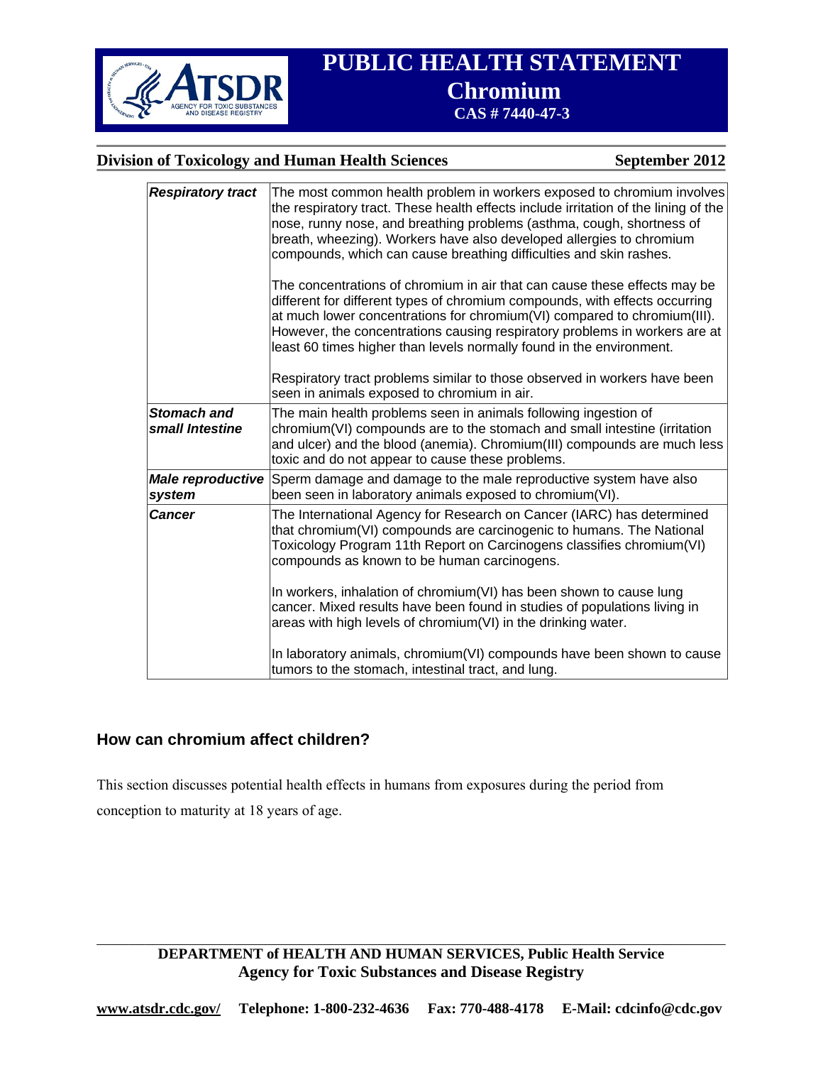| | |
|---|---|
| ***Respiratory tract*** | The most common health problem in workers exposed to chromium involves the respiratory tract. These health effects include irritation of the lining of the nose, runny nose, and breathing problems (asthma, cough, shortness of breath, wheezing). Workers have also developed allergies to chromium compounds, which can cause breathing difficulties and skin rashes.<br><br>The concentrations of chromium in air that can cause these effects may be different for different types of chromium compounds, with effects occurring at much lower concentrations for chromium(VI) compared to chromium(III). However, the concentrations causing respiratory problems in workers are at least 60 times higher than levels normally found in the environment.<br><br>Respiratory tract problems similar to those observed in workers have been seen in animals exposed to chromium in air. |
| ***Stomach and small Intestine*** | The main health problems seen in animals following ingestion of chromium(VI) compounds are to the stomach and small intestine (irritation and ulcer) and the blood (anemia). Chromium(III) compounds are much less toxic and do not appear to cause these problems. |
| ***Male reproductive system*** | Sperm damage and damage to the male reproductive system have also been seen in laboratory animals exposed to chromium(VI). |
| ***Cancer*** | The International Agency for Research on Cancer (IARC) has determined that chromium(VI) compounds are carcinogenic to humans. The National Toxicology Program 11th Report on Carcinogens classifies chromium(VI) compounds as known to be human carcinogens.<br><br>In workers, inhalation of chromium(VI) has been shown to cause lung cancer. Mixed results have been found in studies of populations living in areas with high levels of chromium(VI) in the drinking water.<br><br>In laboratory animals, chromium(VI) compounds have been shown to cause tumors to the stomach, intestinal tract, and lung. |

## How can chromium affect children?

This section discusses potential health effects in humans from exposures during the period from conception to maturity at 18 years of age.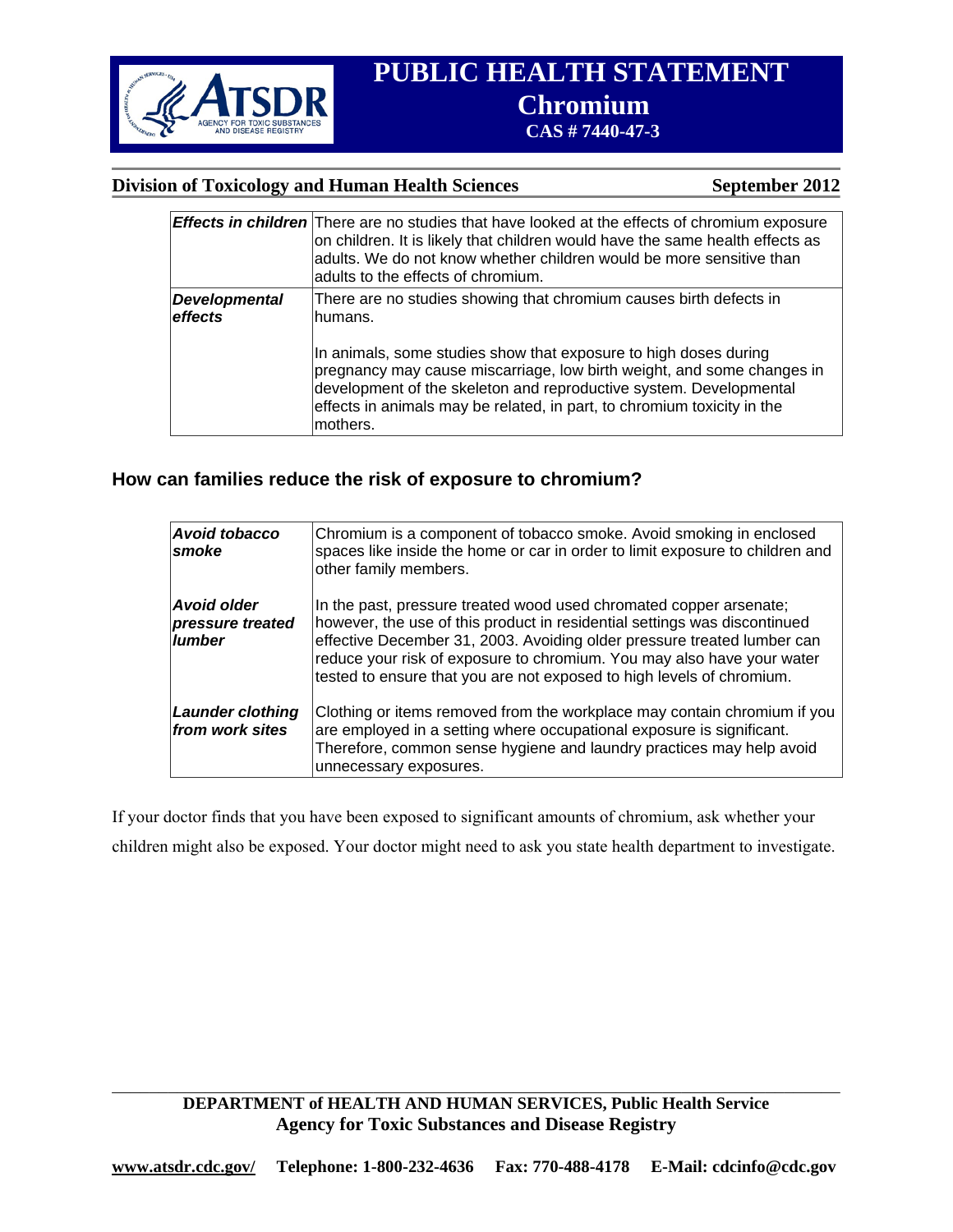| | |
|---|---|
| ***Effects in children*** | There are no studies that have looked at the effects of chromium exposure on children. It is likely that children would have the same health effects as adults. We do not know whether children would be more sensitive than adults to the effects of chromium. |
| ***Developmental effects*** | There are no studies showing that chromium causes birth defects in humans.<br><br>In animals, some studies show that exposure to high doses during pregnancy may cause miscarriage, low birth weight, and some changes in development of the skeleton and reproductive system. Developmental effects in animals may be related, in part, to chromium toxicity in the mothers. |

## How can families reduce the risk of exposure to chromium?

| | |
|---|---|
| ***Avoid tobacco smoke*** | Chromium is a component of tobacco smoke. Avoid smoking in enclosed spaces like inside the home or car in order to limit exposure to children and other family members. |
| ***Avoid older pressure treated lumber*** | In the past, pressure treated wood used chromated copper arsenate; however, the use of this product in residential settings was discontinued effective December 31, 2003. Avoiding older pressure treated lumber can reduce your risk of exposure to chromium. You may also have your water tested to ensure that you are not exposed to high levels of chromium. |
| ***Launder clothing from work sites*** | Clothing or items removed from the workplace may contain chromium if you are employed in a setting where occupational exposure is significant. Therefore, common sense hygiene and laundry practices may help avoid unnecessary exposures. |

If your doctor finds that you have been exposed to significant amounts of chromium, ask whether your children might also be exposed. Your doctor might need to ask you state health department to investigate.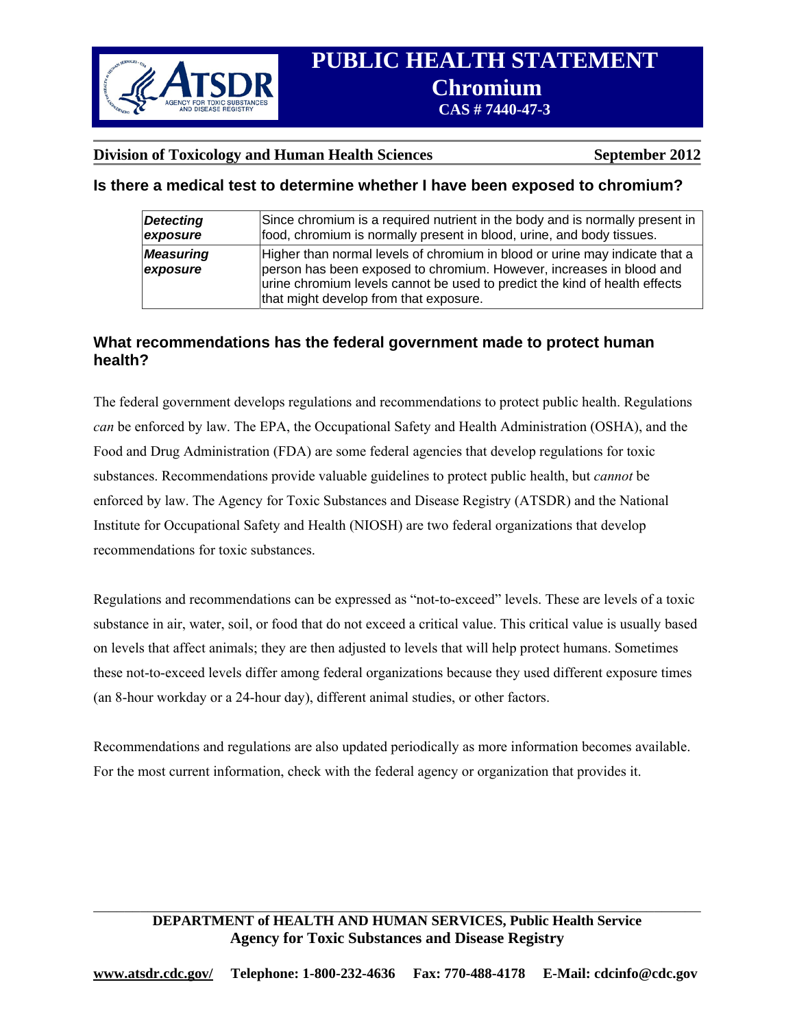## Is there a medical test to determine whether I have been exposed to chromium?

| | |
|---|---|
| ***Detecting exposure*** | Since chromium is a required nutrient in the body and is normally present in food, chromium is normally present in blood, urine, and body tissues. |
| ***Measuring exposure*** | Higher than normal levels of chromium in blood or urine may indicate that a person has been exposed to chromium. However, increases in blood and urine chromium levels cannot be used to predict the kind of health effects that might develop from that exposure. |

## What recommendations has the federal government made to protect human health?

The federal government develops regulations and recommendations to protect public health. Regulations *can* be enforced by law. The EPA, the Occupational Safety and Health Administration (OSHA), and the Food and Drug Administration (FDA) are some federal agencies that develop regulations for toxic substances. Recommendations provide valuable guidelines to protect public health, but *cannot* be enforced by law. The Agency for Toxic Substances and Disease Registry (ATSDR) and the National Institute for Occupational Safety and Health (NIOSH) are two federal organizations that develop recommendations for toxic substances.

Regulations and recommendations can be expressed as "not-to-exceed" levels. These are levels of a toxic substance in air, water, soil, or food that do not exceed a critical value. This critical value is usually based on levels that affect animals; they are then adjusted to levels that will help protect humans. Sometimes these not-to-exceed levels differ among federal organizations because they used different exposure times (an 8-hour workday or a 24-hour day), different animal studies, or other factors.

Recommendations and regulations are also updated periodically as more information becomes available. For the most current information, check with the federal agency or organization that provides it.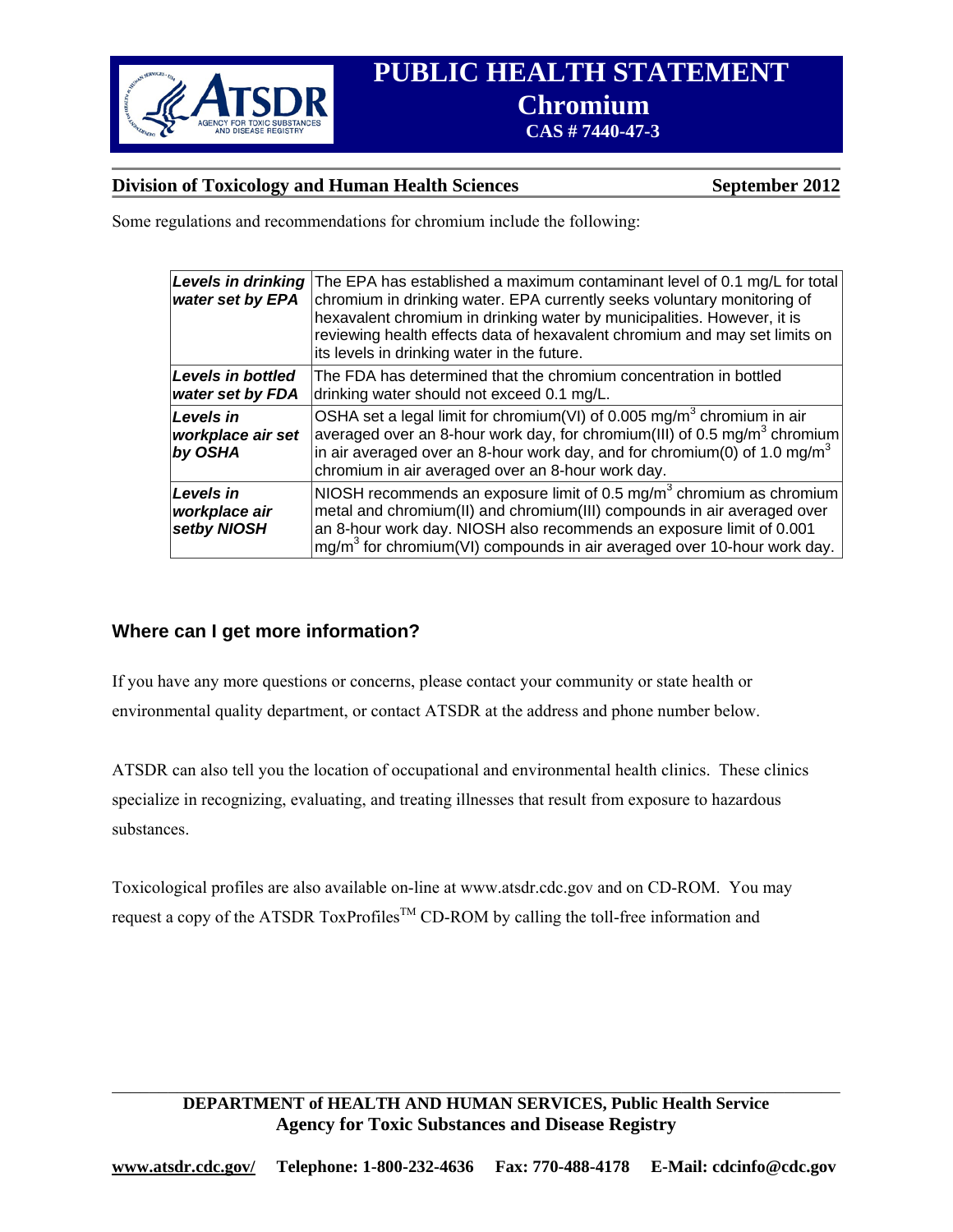Some regulations and recommendations for chromium include the following:

| | |
|---|---|
| ***Levels in drinking water set by EPA*** | The EPA has established a maximum contaminant level of 0.1 mg/L for total chromium in drinking water. EPA currently seeks voluntary monitoring of hexavalent chromium in drinking water by municipalities. However, it is reviewing health effects data of hexavalent chromium and may set limits on its levels in drinking water in the future. |
| ***Levels in bottled water set by FDA*** | The FDA has determined that the chromium concentration in bottled drinking water should not exceed 0.1 mg/L. |
| ***Levels in workplace air set by OSHA*** | OSHA set a legal limit for chromium(VI) of 0.005 $mg/m^3$ chromium in air averaged over an 8-hour work day, for chromium(III) of 0.5 $mg/m^3$ chromium in air averaged over an 8-hour work day, and for chromium(0) of 1.0 $mg/m^3$ chromium in air averaged over an 8-hour work day. |
| ***Levels in workplace air setby NIOSH*** | NIOSH recommends an exposure limit of 0.5 $mg/m^3$ chromium as chromium metal and chromium(II) and chromium(III) compounds in air averaged over an 8-hour work day. NIOSH also recommends an exposure limit of 0.001 $mg/m^3$ for chromium(VI) compounds in air averaged over 10-hour work day. |

## Where can I get more information?

If you have any more questions or concerns, please contact your community or state health or environmental quality department, or contact ATSDR at the address and phone number below.

ATSDR can also tell you the location of occupational and environmental health clinics. These clinics specialize in recognizing, evaluating, and treating illnesses that result from exposure to hazardous substances.

Toxicological profiles are also available on-line at www.atsdr.cdc.gov and on CD-ROM. You may request a copy of the ATSDR ToxProfiles™ CD-ROM by calling the toll-free information and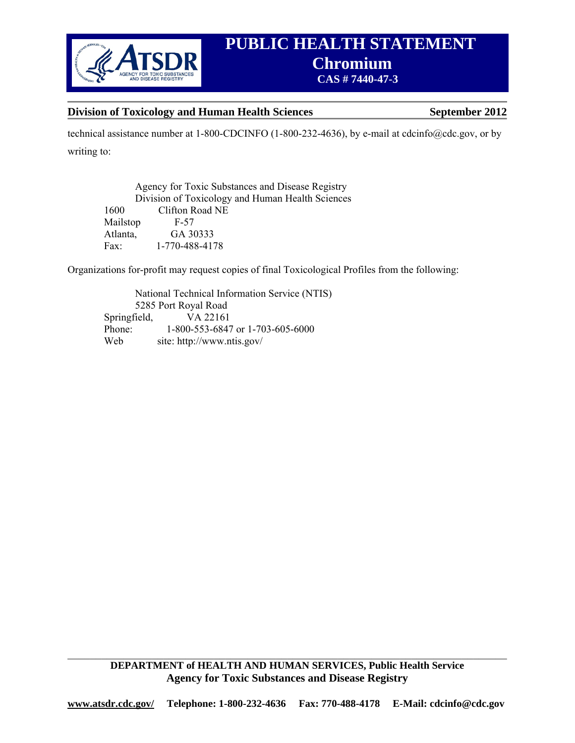technical assistance number at 1-800-CDCINFO (1-800-232-4636), by e-mail at cdcinfo@cdc.gov, or by writing to:

Agency for Toxic Substances and Disease Registry
Division of Toxicology and Human Health Sciences
1600 Clifton Road NE
Mailstop F-57
Atlanta, GA 30333
Fax: 1-770-488-4178

Organizations for-profit may request copies of final Toxicological Profiles from the following:

National Technical Information Service (NTIS)
5285 Port Royal Road
Springfield, VA 22161
Phone: 1-800-553-6847 or 1-703-605-6000
Web site: http://www.ntis.gov/